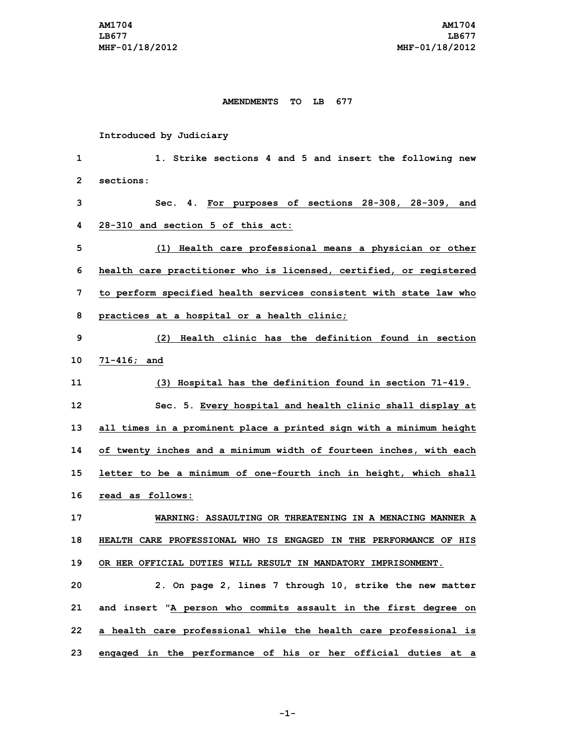AM1704
LB677
MHF-01/18/2012

**AMENDMENTS TO LB 677**

Introduced by Judiciary

1. Strike sections 4 and 5 and insert the following new sections:

Sec. 4. For purposes of sections 28-308, 28-309, and 28-310 and section 5 of this act:

(1) Health care professional means a physician or other health care practitioner who is licensed, certified, or registered to perform specified health services consistent with state law who practices at a hospital or a health clinic;

(2) Health clinic has the definition found in section 71-416; and

(3) Hospital has the definition found in section 71-419.

Sec. 5. Every hospital and health clinic shall display at all times in a prominent place a printed sign with a minimum height of twenty inches and a minimum width of fourteen inches, with each letter to be a minimum of one-fourth inch in height, which shall read as follows:

WARNING: ASSAULTING OR THREATENING IN A MENACING MANNER A HEALTH CARE PROFESSIONAL WHO IS ENGAGED IN THE PERFORMANCE OF HIS OR HER OFFICIAL DUTIES WILL RESULT IN MANDATORY IMPRISONMENT.

2. On page 2, lines 7 through 10, strike the new matter and insert "A person who commits assault in the first degree on a health care professional while the health care professional is engaged in the performance of his or her official duties at a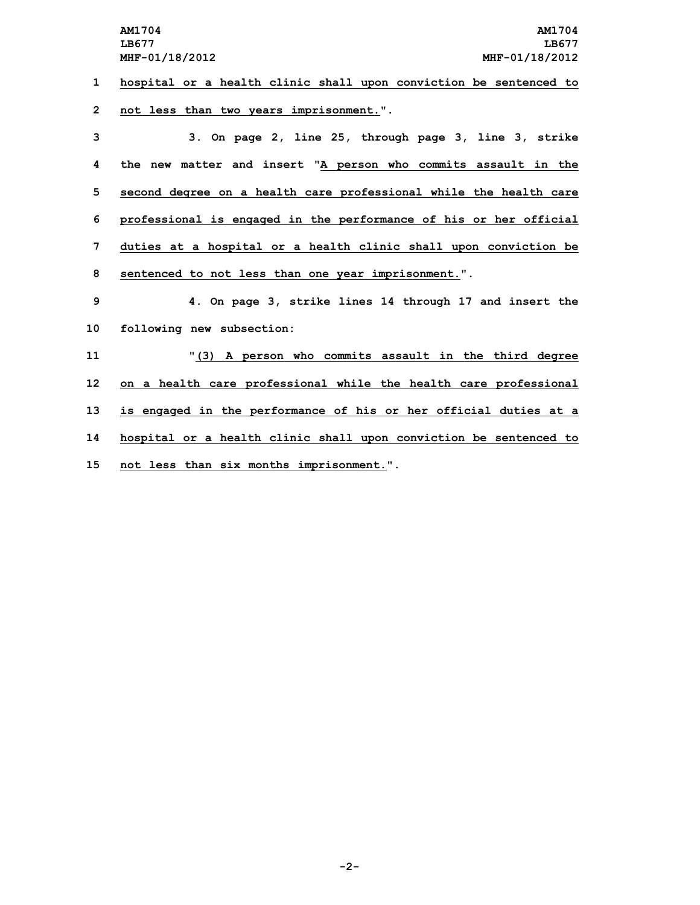hospital or a health clinic shall upon conviction be sentenced to not less than two years imprisonment.".

3. On page 2, line 25, through page 3, line 3, strike the new matter and insert "A person who commits assault in the second degree on a health care professional while the health care professional is engaged in the performance of his or her official duties at a hospital or a health clinic shall upon conviction be sentenced to not less than one year imprisonment.".

4. On page 3, strike lines 14 through 17 and insert the following new subsection:

"(3) A person who commits assault in the third degree on a health care professional while the health care professional is engaged in the performance of his or her official duties at a hospital or a health clinic shall upon conviction be sentenced to not less than six months imprisonment.".